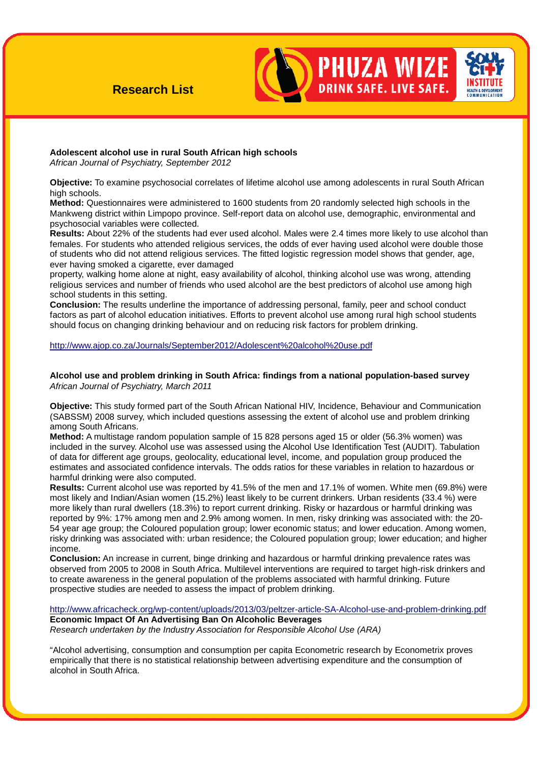# Research List

PHUZA WIZE
DRINK SAFE. LIVE SAFE.

**Adolescent alcohol use in rural South African high schools**
*African Journal of Psychiatry, September 2012*

**Objective:** To examine psychosocial correlates of lifetime alcohol use among adolescents in rural South African high schools.
**Method:** Questionnaires were administered to 1600 students from 20 randomly selected high schools in the Mankweng district within Limpopo province. Self-report data on alcohol use, demographic, environmental and psychosocial variables were collected.
**Results:** About 22% of the students had ever used alcohol. Males were 2.4 times more likely to use alcohol than females. For students who attended religious services, the odds of ever having used alcohol were double those of students who did not attend religious services. The fitted logistic regression model shows that gender, age, ever having smoked a cigarette, ever damaged property, walking home alone at night, easy availability of alcohol, thinking alcohol use was wrong, attending religious services and number of friends who used alcohol are the best predictors of alcohol use among high school students in this setting.
**Conclusion:** The results underline the importance of addressing personal, family, peer and school conduct factors as part of alcohol education initiatives. Efforts to prevent alcohol use among rural high school students should focus on changing drinking behaviour and on reducing risk factors for problem drinking.

http://www.ajop.co.za/Journals/September2012/Adolescent%20alcohol%20use.pdf

**Alcohol use and problem drinking in South Africa: findings from a national population-based survey**
*African Journal of Psychiatry, March 2011*

**Objective:** This study formed part of the South African National HIV, Incidence, Behaviour and Communication (SABSSM) 2008 survey, which included questions assessing the extent of alcohol use and problem drinking among South Africans.
**Method:** A multistage random population sample of 15 828 persons aged 15 or older (56.3% women) was included in the survey. Alcohol use was assessed using the Alcohol Use Identification Test (AUDIT). Tabulation of data for different age groups, geolocality, educational level, income, and population group produced the estimates and associated confidence intervals. The odds ratios for these variables in relation to hazardous or harmful drinking were also computed.
**Results:** Current alcohol use was reported by 41.5% of the men and 17.1% of women. White men (69.8%) were most likely and Indian/Asian women (15.2%) least likely to be current drinkers. Urban residents (33.4 %) were more likely than rural dwellers (18.3%) to report current drinking. Risky or hazardous or harmful drinking was reported by 9%: 17% among men and 2.9% among women. In men, risky drinking was associated with: the 20-54 year age group; the Coloured population group; lower economic status; and lower education. Among women, risky drinking was associated with: urban residence; the Coloured population group; lower education; and higher income.
**Conclusion:** An increase in current, binge drinking and hazardous or harmful drinking prevalence rates was observed from 2005 to 2008 in South Africa. Multilevel interventions are required to target high-risk drinkers and to create awareness in the general population of the problems associated with harmful drinking. Future prospective studies are needed to assess the impact of problem drinking.

http://www.africacheck.org/wp-content/uploads/2013/03/peltzer-article-SA-Alcohol-use-and-problem-drinking.pdf

**Economic Impact Of An Advertising Ban On Alcoholic Beverages**
*Research undertaken by the Industry Association for Responsible Alcohol Use (ARA)*

"Alcohol advertising, consumption and consumption per capita Econometric research by Econometrix proves empirically that there is no statistical relationship between advertising expenditure and the consumption of alcohol in South Africa.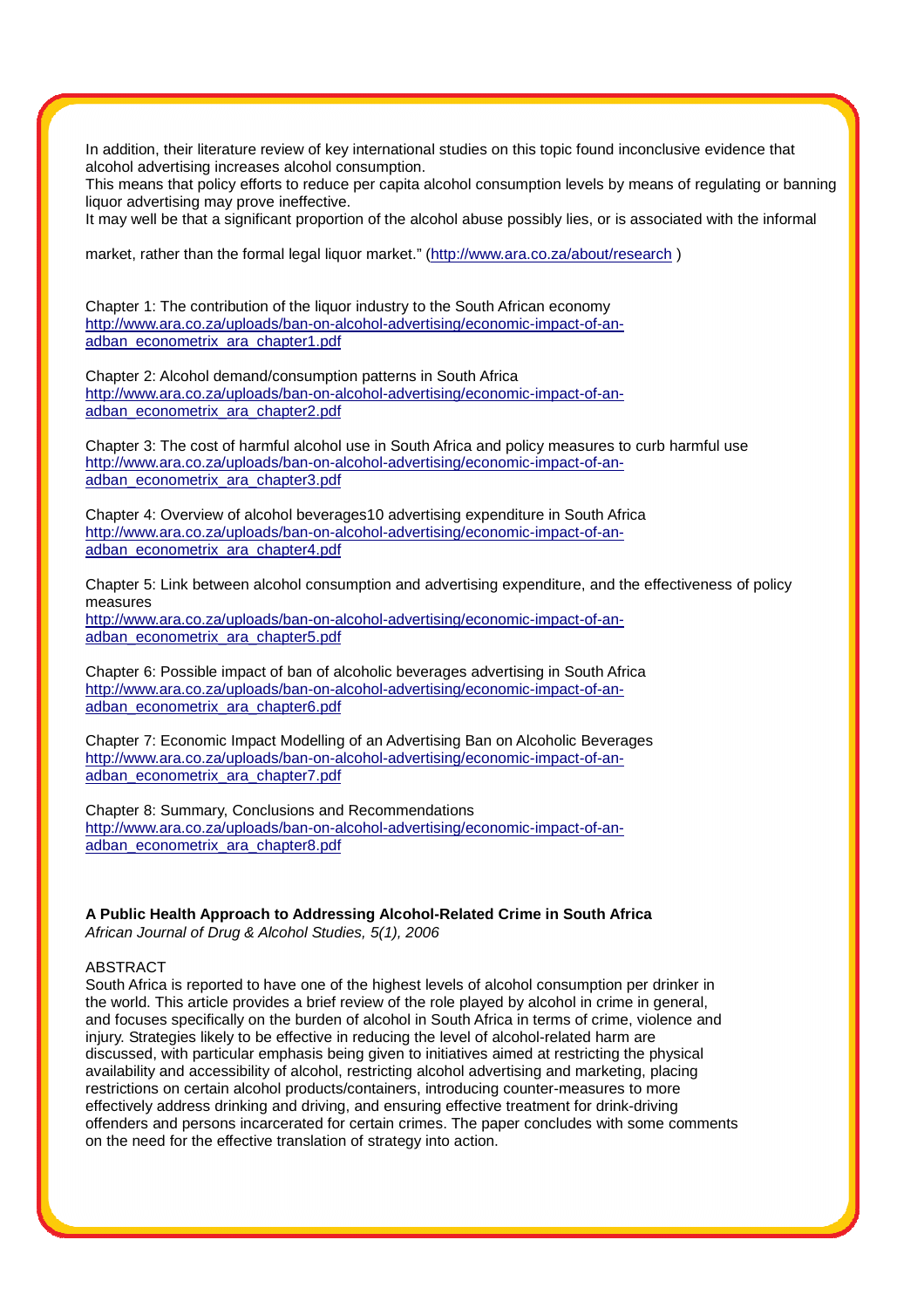In addition, their literature review of key international studies on this topic found inconclusive evidence that alcohol advertising increases alcohol consumption.
This means that policy efforts to reduce per capita alcohol consumption levels by means of regulating or banning liquor advertising may prove ineffective.
It may well be that a significant proportion of the alcohol abuse possibly lies, or is associated with the informal

market, rather than the formal legal liquor market." (http://www.ara.co.za/about/research )

Chapter 1: The contribution of the liquor industry to the South African economy
http://www.ara.co.za/uploads/ban-on-alcohol-advertising/economic-impact-of-an-adban_econometrix_ara_chapter1.pdf

Chapter 2: Alcohol demand/consumption patterns in South Africa
http://www.ara.co.za/uploads/ban-on-alcohol-advertising/economic-impact-of-an-adban_econometrix_ara_chapter2.pdf

Chapter 3: The cost of harmful alcohol use in South Africa and policy measures to curb harmful use
http://www.ara.co.za/uploads/ban-on-alcohol-advertising/economic-impact-of-an-adban_econometrix_ara_chapter3.pdf

Chapter 4: Overview of alcohol beverages10 advertising expenditure in South Africa
http://www.ara.co.za/uploads/ban-on-alcohol-advertising/economic-impact-of-an-adban_econometrix_ara_chapter4.pdf

Chapter 5: Link between alcohol consumption and advertising expenditure, and the effectiveness of policy measures
http://www.ara.co.za/uploads/ban-on-alcohol-advertising/economic-impact-of-an-adban_econometrix_ara_chapter5.pdf

Chapter 6: Possible impact of ban of alcoholic beverages advertising in South Africa
http://www.ara.co.za/uploads/ban-on-alcohol-advertising/economic-impact-of-an-adban_econometrix_ara_chapter6.pdf

Chapter 7: Economic Impact Modelling of an Advertising Ban on Alcoholic Beverages
http://www.ara.co.za/uploads/ban-on-alcohol-advertising/economic-impact-of-an-adban_econometrix_ara_chapter7.pdf

Chapter 8: Summary, Conclusions and Recommendations
http://www.ara.co.za/uploads/ban-on-alcohol-advertising/economic-impact-of-an-adban_econometrix_ara_chapter8.pdf

**A Public Health Approach to Addressing Alcohol-Related Crime in South Africa**
*African Journal of Drug & Alcohol Studies, 5(1), 2006*

ABSTRACT
South Africa is reported to have one of the highest levels of alcohol consumption per drinker in the world. This article provides a brief review of the role played by alcohol in crime in general, and focuses specifically on the burden of alcohol in South Africa in terms of crime, violence and injury. Strategies likely to be effective in reducing the level of alcohol-related harm are discussed, with particular emphasis being given to initiatives aimed at restricting the physical availability and accessibility of alcohol, restricting alcohol advertising and marketing, placing restrictions on certain alcohol products/containers, introducing counter-measures to more effectively address drinking and driving, and ensuring effective treatment for drink-driving offenders and persons incarcerated for certain crimes. The paper concludes with some comments on the need for the effective translation of strategy into action.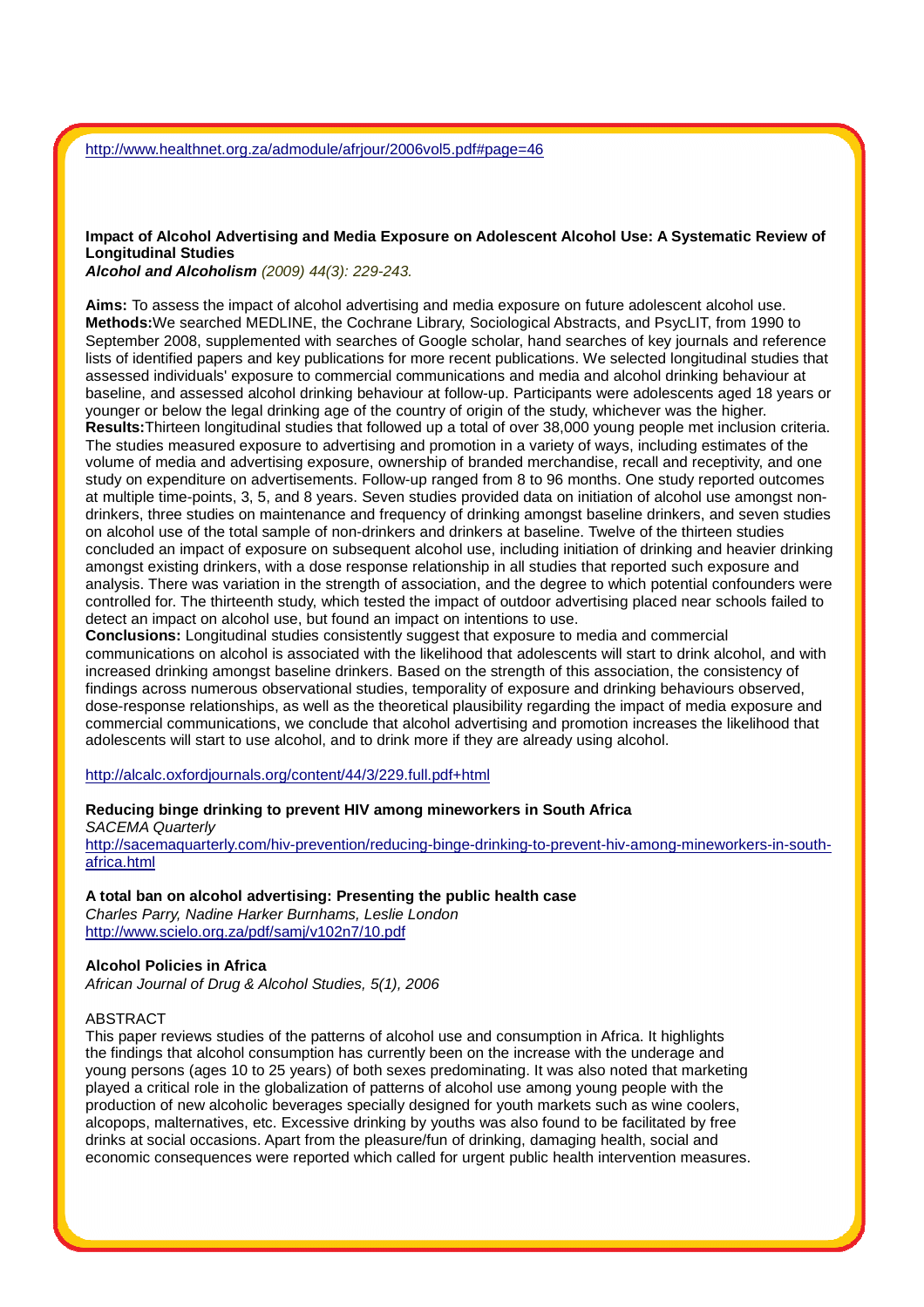http://www.healthnet.org.za/admodule/afrjour/2006vol5.pdf#page=46

**Impact of Alcohol Advertising and Media Exposure on Adolescent Alcohol Use: A Systematic Review of Longitudinal Studies**
***Alcohol and Alcoholism*** *(2009) 44(3): 229-243.*

**Aims:** To assess the impact of alcohol advertising and media exposure on future adolescent alcohol use.
**Methods:**We searched MEDLINE, the Cochrane Library, Sociological Abstracts, and PsycLIT, from 1990 to September 2008, supplemented with searches of Google scholar, hand searches of key journals and reference lists of identified papers and key publications for more recent publications. We selected longitudinal studies that assessed individuals' exposure to commercial communications and media and alcohol drinking behaviour at baseline, and assessed alcohol drinking behaviour at follow-up. Participants were adolescents aged 18 years or younger or below the legal drinking age of the country of origin of the study, whichever was the higher.
**Results:**Thirteen longitudinal studies that followed up a total of over 38,000 young people met inclusion criteria. The studies measured exposure to advertising and promotion in a variety of ways, including estimates of the volume of media and advertising exposure, ownership of branded merchandise, recall and receptivity, and one study on expenditure on advertisements. Follow-up ranged from 8 to 96 months. One study reported outcomes at multiple time-points, 3, 5, and 8 years. Seven studies provided data on initiation of alcohol use amongst non-drinkers, three studies on maintenance and frequency of drinking amongst baseline drinkers, and seven studies on alcohol use of the total sample of non-drinkers and drinkers at baseline. Twelve of the thirteen studies concluded an impact of exposure on subsequent alcohol use, including initiation of drinking and heavier drinking amongst existing drinkers, with a dose response relationship in all studies that reported such exposure and analysis. There was variation in the strength of association, and the degree to which potential confounders were controlled for. The thirteenth study, which tested the impact of outdoor advertising placed near schools failed to detect an impact on alcohol use, but found an impact on intentions to use.
**Conclusions:** Longitudinal studies consistently suggest that exposure to media and commercial communications on alcohol is associated with the likelihood that adolescents will start to drink alcohol, and with increased drinking amongst baseline drinkers. Based on the strength of this association, the consistency of findings across numerous observational studies, temporality of exposure and drinking behaviours observed, dose-response relationships, as well as the theoretical plausibility regarding the impact of media exposure and commercial communications, we conclude that alcohol advertising and promotion increases the likelihood that adolescents will start to use alcohol, and to drink more if they are already using alcohol.

http://alcalc.oxfordjournals.org/content/44/3/229.full.pdf+html

**Reducing binge drinking to prevent HIV among mineworkers in South Africa**
*SACEMA Quarterly*
http://sacemaquarterly.com/hiv-prevention/reducing-binge-drinking-to-prevent-hiv-among-mineworkers-in-south-africa.html

**A total ban on alcohol advertising: Presenting the public health case**
*Charles Parry, Nadine Harker Burnhams, Leslie London*
http://www.scielo.org.za/pdf/samj/v102n7/10.pdf

**Alcohol Policies in Africa**
*African Journal of Drug & Alcohol Studies, 5(1), 2006*

ABSTRACT
This paper reviews studies of the patterns of alcohol use and consumption in Africa. It highlights the findings that alcohol consumption has currently been on the increase with the underage and young persons (ages 10 to 25 years) of both sexes predominating. It was also noted that marketing played a critical role in the globalization of patterns of alcohol use among young people with the production of new alcoholic beverages specially designed for youth markets such as wine coolers, alcopops, malternatives, etc. Excessive drinking by youths was also found to be facilitated by free drinks at social occasions. Apart from the pleasure/fun of drinking, damaging health, social and economic consequences were reported which called for urgent public health intervention measures.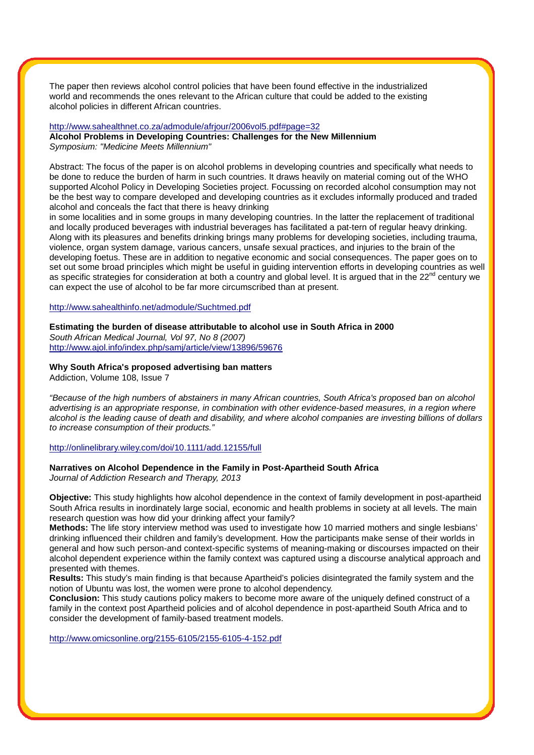The paper then reviews alcohol control policies that have been found effective in the industrialized world and recommends the ones relevant to the African culture that could be added to the existing alcohol policies in different African countries.

http://www.sahealthnet.co.za/admodule/afrjour/2006vol5.pdf#page=32

**Alcohol Problems in Developing Countries: Challenges for the New Millennium**
*Symposium: "Medicine Meets Millennium"*

Abstract: The focus of the paper is on alcohol problems in developing countries and specifically what needs to be done to reduce the burden of harm in such countries. It draws heavily on material coming out of the WHO supported Alcohol Policy in Developing Societies project. Focussing on recorded alcohol consumption may not be the best way to compare developed and developing countries as it excludes informally produced and traded alcohol and conceals the fact that there is heavy drinking in some localities and in some groups in many developing countries. In the latter the replacement of traditional and locally produced beverages with industrial beverages has facilitated a pat-tern of regular heavy drinking. Along with its pleasures and benefits drinking brings many problems for developing societies, including trauma, violence, organ system damage, various cancers, unsafe sexual practices, and injuries to the brain of the developing foetus. These are in addition to negative economic and social consequences. The paper goes on to set out some broad principles which might be useful in guiding intervention efforts in developing countries as well as specific strategies for consideration at both a country and global level. It is argued that in the 22nd century we can expect the use of alcohol to be far more circumscribed than at present.

http://www.sahealthinfo.net/admodule/Suchtmed.pdf

**Estimating the burden of disease attributable to alcohol use in South Africa in 2000**
*South African Medical Journal, Vol 97, No 8 (2007)*
http://www.ajol.info/index.php/samj/article/view/13896/59676

**Why South Africa's proposed advertising ban matters**
Addiction, Volume 108, Issue 7

*"Because of the high numbers of abstainers in many African countries, South Africa's proposed ban on alcohol advertising is an appropriate response, in combination with other evidence-based measures, in a region where alcohol is the leading cause of death and disability, and where alcohol companies are investing billions of dollars to increase consumption of their products."*

http://onlinelibrary.wiley.com/doi/10.1111/add.12155/full

**Narratives on Alcohol Dependence in the Family in Post-Apartheid South Africa**
*Journal of Addiction Research and Therapy, 2013*

**Objective:** This study highlights how alcohol dependence in the context of family development in post-apartheid South Africa results in inordinately large social, economic and health problems in society at all levels. The main research question was how did your drinking affect your family?
**Methods:** The life story interview method was used to investigate how 10 married mothers and single lesbians' drinking influenced their children and family's development. How the participants make sense of their worlds in general and how such person-and context-specific systems of meaning-making or discourses impacted on their alcohol dependent experience within the family context was captured using a discourse analytical approach and presented with themes.
**Results:** This study's main finding is that because Apartheid's policies disintegrated the family system and the notion of Ubuntu was lost, the women were prone to alcohol dependency.
**Conclusion:** This study cautions policy makers to become more aware of the uniquely defined construct of a family in the context post Apartheid policies and of alcohol dependence in post-apartheid South Africa and to consider the development of family-based treatment models.

http://www.omicsonline.org/2155-6105/2155-6105-4-152.pdf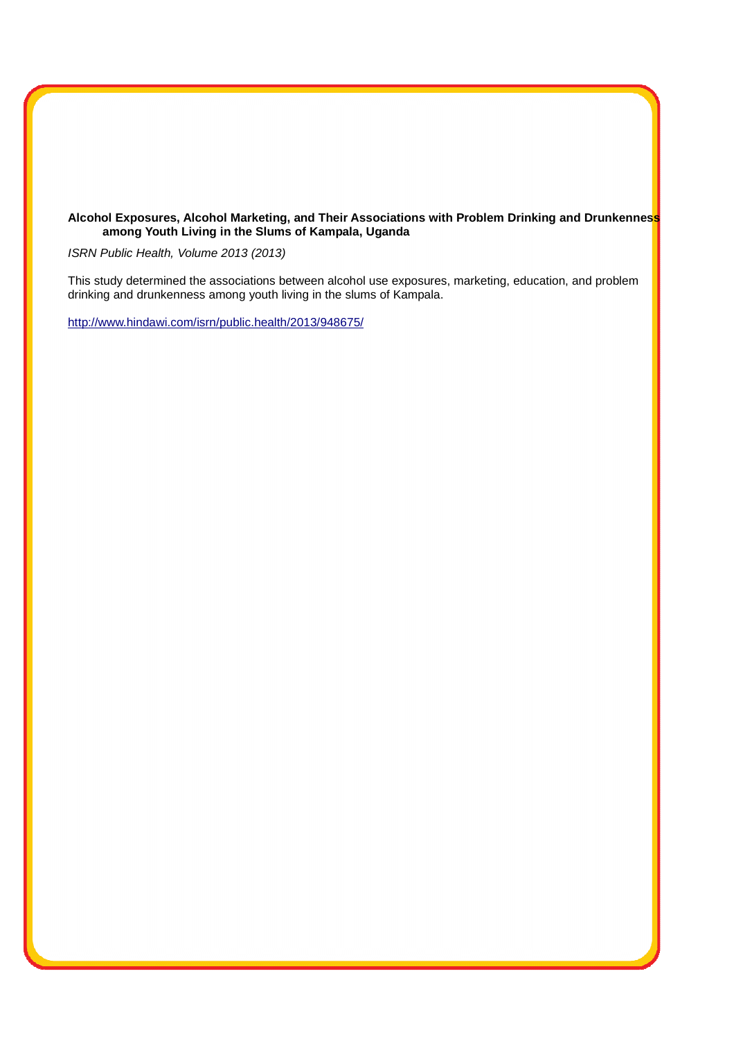**Alcohol Exposures, Alcohol Marketing, and Their Associations with Problem Drinking and Drunkenness among Youth Living in the Slums of Kampala, Uganda**

*ISRN Public Health, Volume 2013 (2013)*

This study determined the associations between alcohol use exposures, marketing, education, and problem drinking and drunkenness among youth living in the slums of Kampala.

http://www.hindawi.com/isrn/public.health/2013/948675/